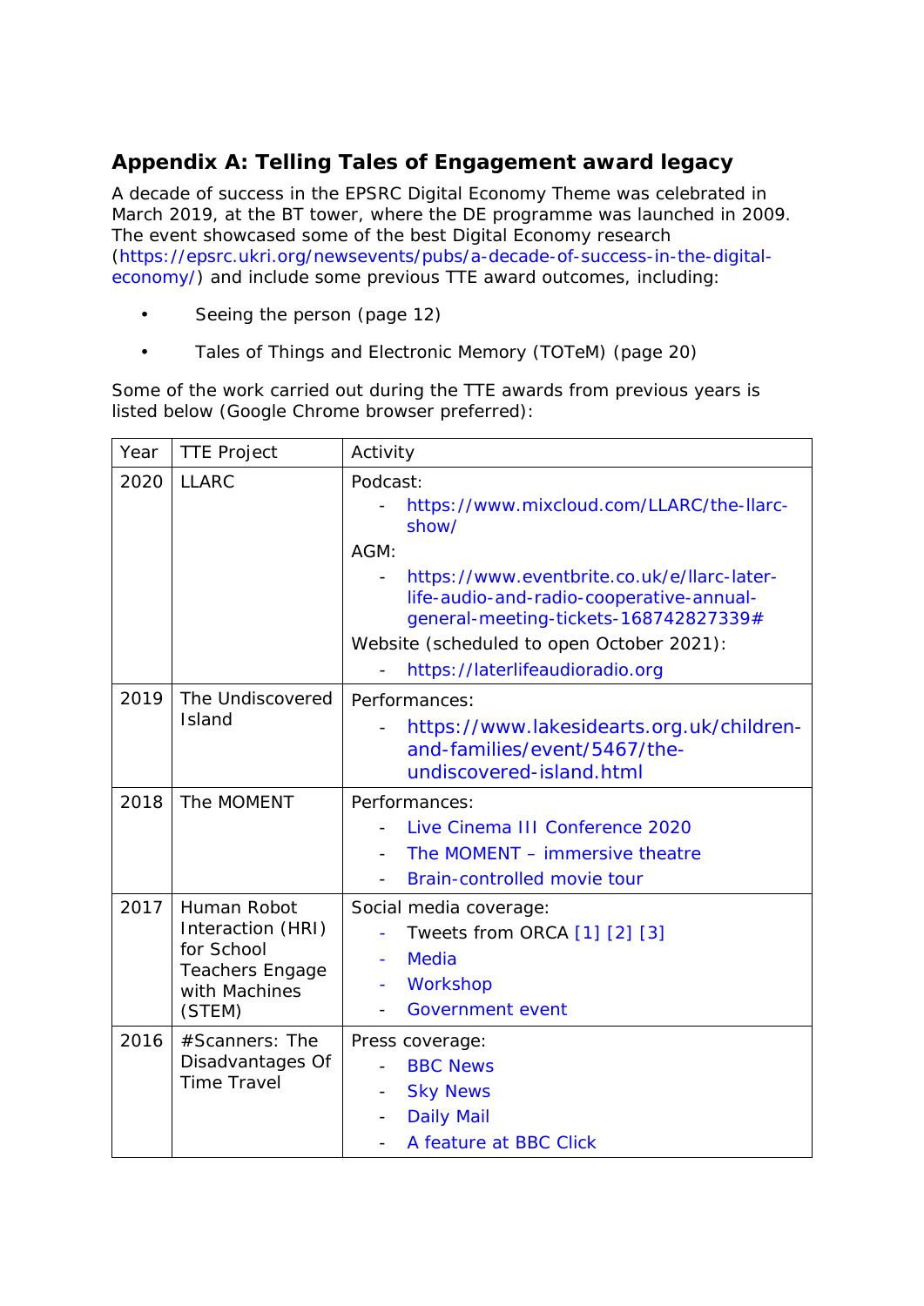## Appendix A: Telling Tales of Engagement award legacy

A decade of success in the EPSRC Digital Economy Theme was celebrated in March 2019, at the BT tower, where the DE programme was launched in 2009. The event showcased some of the best Digital Economy research (https://epsrc.ukri.org/newsevents/pubs/a-decade-of-success-in-the-digital-economy/) and include some previous TTE award outcomes, including:

- Seeing the person (page 12)
- Tales of Things and Electronic Memory (TOTeM) (page 20)

Some of the work carried out during the TTE awards from previous years is listed below (Google Chrome browser preferred):

| Year | TTE Project | Activity |
|---|---|---|
| 2020 | LLARC | Podcast:<br>- https://www.mixcloud.com/LLARC/the-llarc-show/<br>AGM:<br>- https://www.eventbrite.co.uk/e/llarc-later-life-audio-and-radio-cooperative-annual-general-meeting-tickets-168742827339#<br>Website (scheduled to open October 2021):<br>- https://laterlifeaudioradio.org |
| 2019 | The Undiscovered Island | Performances:<br>- https://www.lakesidearts.org.uk/children-and-families/event/5467/the-undiscovered-island.html |
| 2018 | The MOMENT | Performances:<br>- Live Cinema III Conference 2020<br>- The MOMENT – immersive theatre<br>- Brain-controlled movie tour |
| 2017 | Human Robot Interaction (HRI) for School Teachers Engage with Machines (STEM) | Social media coverage:<br>- Tweets from ORCA [1] [2] [3]<br>- Media<br>- Workshop<br>- Government event |
| 2016 | #Scanners: The Disadvantages Of Time Travel | Press coverage:<br>- BBC News<br>- Sky News<br>- Daily Mail<br>- A feature at BBC Click |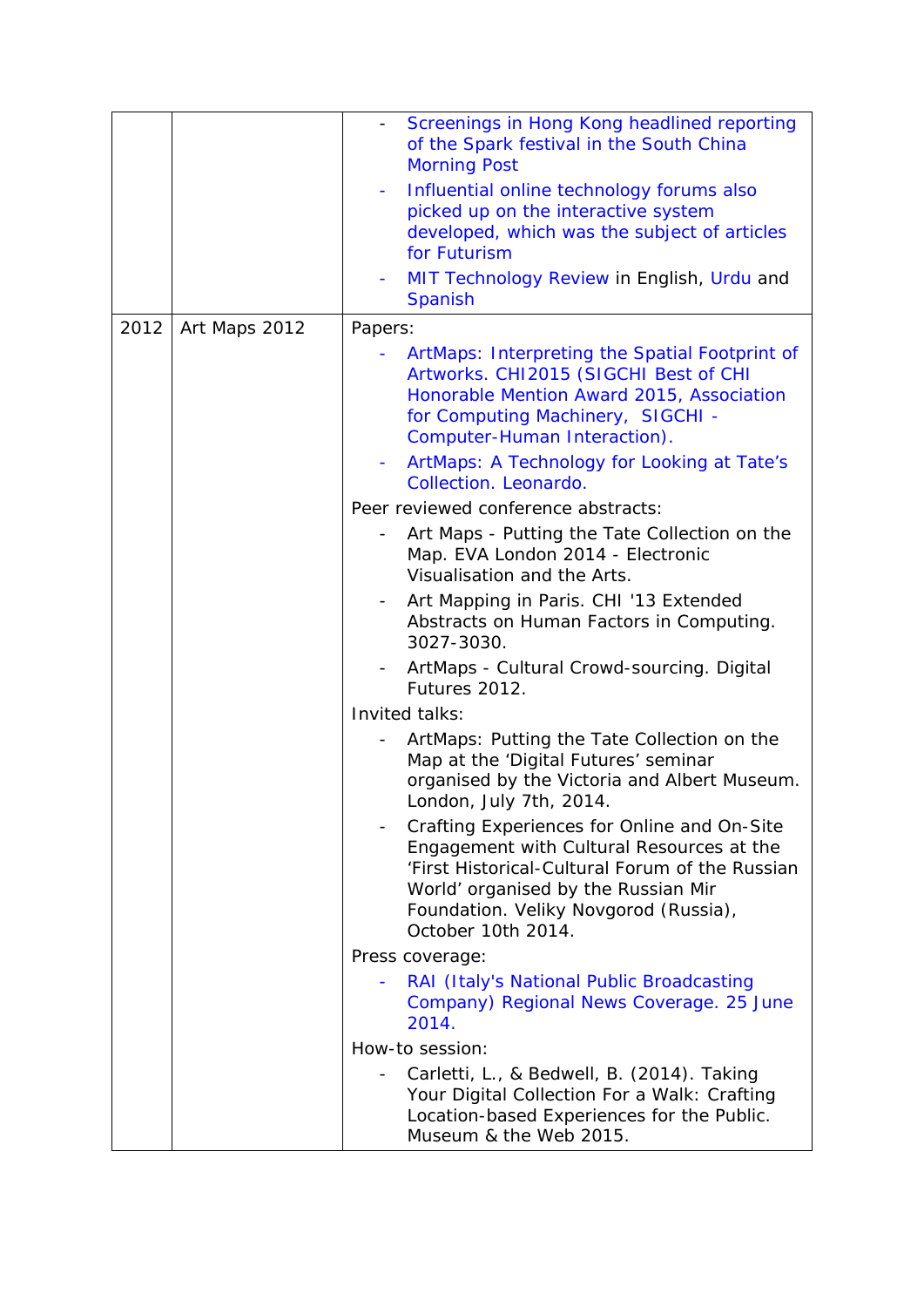| | | |
|---|---|---|
| | | - Screenings in Hong Kong headlined reporting of the Spark festival in the South China Morning Post<br>- Influential online technology forums also picked up on the interactive system developed, which was the subject of articles for Futurism<br>- MIT Technology Review in English, Urdu and Spanish |
| 2012 | Art Maps 2012 | Papers:<br>- ArtMaps: Interpreting the Spatial Footprint of Artworks. CHI2015 (SIGCHI Best of CHI Honorable Mention Award 2015, Association for Computing Machinery, SIGCHI - Computer-Human Interaction).<br>- ArtMaps: A Technology for Looking at Tate's Collection. Leonardo.<br>Peer reviewed conference abstracts:<br>- Art Maps - Putting the Tate Collection on the Map. EVA London 2014 - Electronic Visualisation and the Arts.<br>- Art Mapping in Paris. CHI '13 Extended Abstracts on Human Factors in Computing. 3027-3030.<br>- ArtMaps - Cultural Crowd-sourcing. Digital Futures 2012.<br>Invited talks:<br>- ArtMaps: Putting the Tate Collection on the Map at the 'Digital Futures' seminar organised by the Victoria and Albert Museum. London, July 7th, 2014.<br>- Crafting Experiences for Online and On-Site Engagement with Cultural Resources at the 'First Historical-Cultural Forum of the Russian World' organised by the Russian Mir Foundation. Veliky Novgorod (Russia), October 10th 2014.<br>Press coverage:<br>- RAI (Italy's National Public Broadcasting Company) Regional News Coverage. 25 June 2014.<br>How-to session:<br>- Carletti, L., & Bedwell, B. (2014). Taking Your Digital Collection For a Walk: Crafting Location-based Experiences for the Public. Museum & the Web 2015. |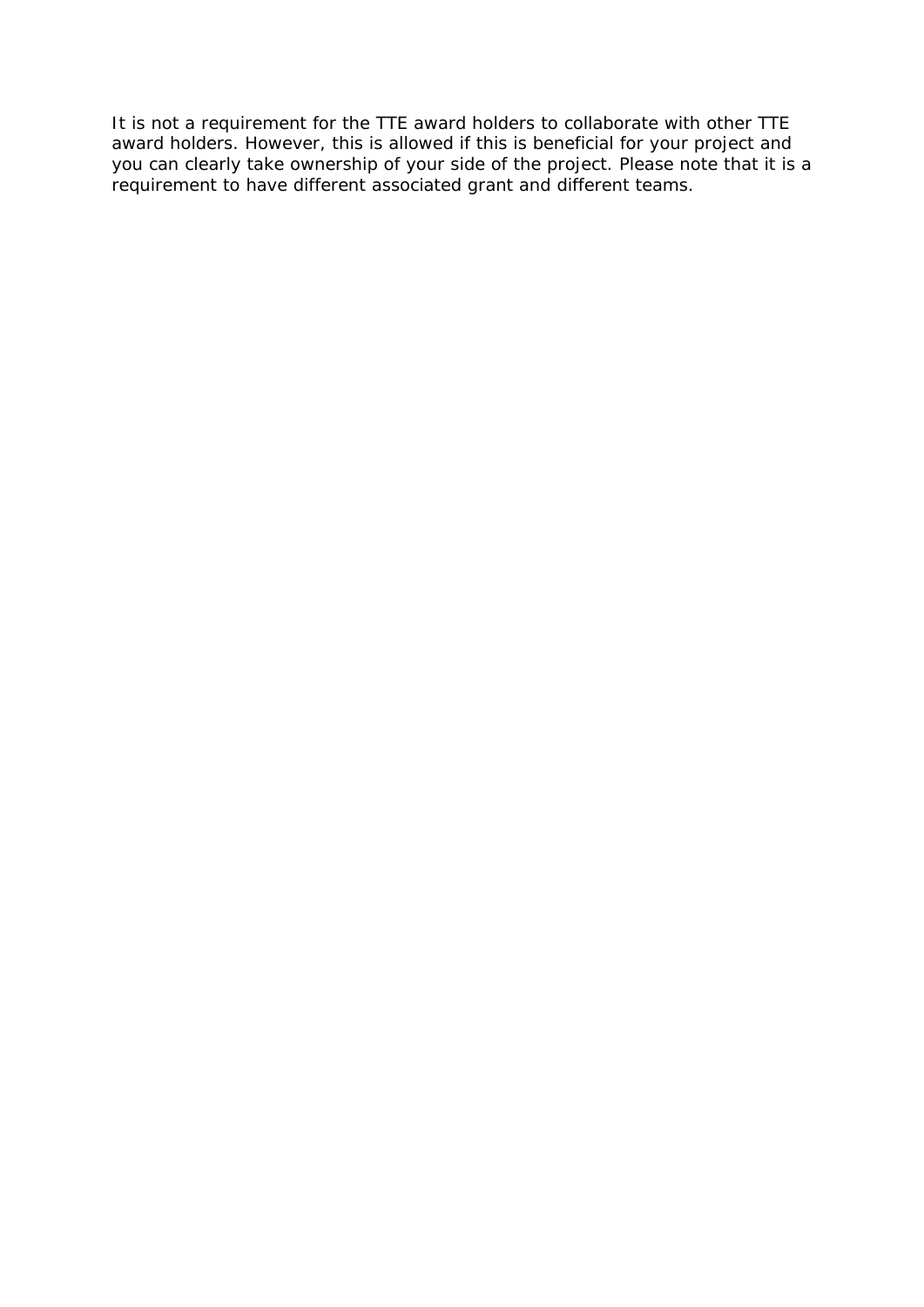It is not a requirement for the TTE award holders to collaborate with other TTE award holders. However, this is allowed if this is beneficial for your project and you can clearly take ownership of your side of the project. Please note that it is a requirement to have different associated grant and different teams.